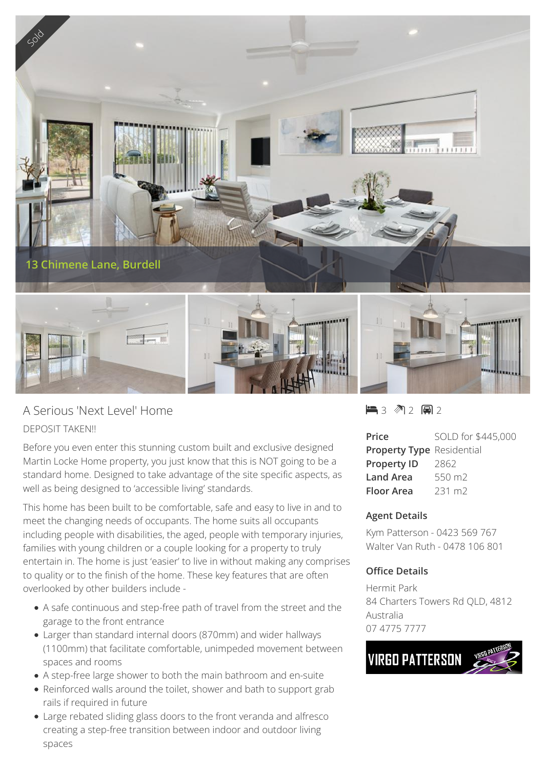Sold

13 Chimene Lane, Burdell

# A Serious 'Next Level' Home

DEPOSIT TAKEN!!

Before you even enter this stunning custom built and exclusive designed Martin Locke Home property, you just know that this is NOT going to be a standard home. Designed to take advantage of the site specific aspects, as well as being designed to 'accessible living' standards.

This home has been built to be comfortable, safe and easy to live in and to meet the changing needs of occupants. The home suits all occupants including people with disabilities, the aged, people with temporary injuries, families with young children or a couple looking for a property to truly entertain in. The home is just 'easier' to live in without making any comprises to quality or to the finish of the home. These key features that are often overlooked by other builders include -

- A safe continuous and step-free path of travel from the street and the garage to the front entrance
- Larger than standard internal doors (870mm) and wider hallways (1100mm) that facilitate comfortable, unimpeded movement between spaces and rooms
- A step-free large shower to both the main bathroom and en-suite
- Reinforced walls around the toilet, shower and bath to support grab rails if required in future
- Large rebated sliding glass doors to the front veranda and alfresco creating a step-free transition between indoor and outdoor living spaces

3 bed | 2 bath | 2 car

| | |
|---|---|
| **Price** | SOLD for $445,000 |
| **Property Type** | Residential |
| **Property ID** | 2862 |
| **Land Area** | 550 m2 |
| **Floor Area** | 231 m2 |

### Agent Details

Kym Patterson - 0423 569 767
Walter Van Ruth - 0478 106 801

### Office Details

Hermit Park
84 Charters Towers Rd QLD, 4812
Australia
07 4775 7777

VIRGO PATTERSON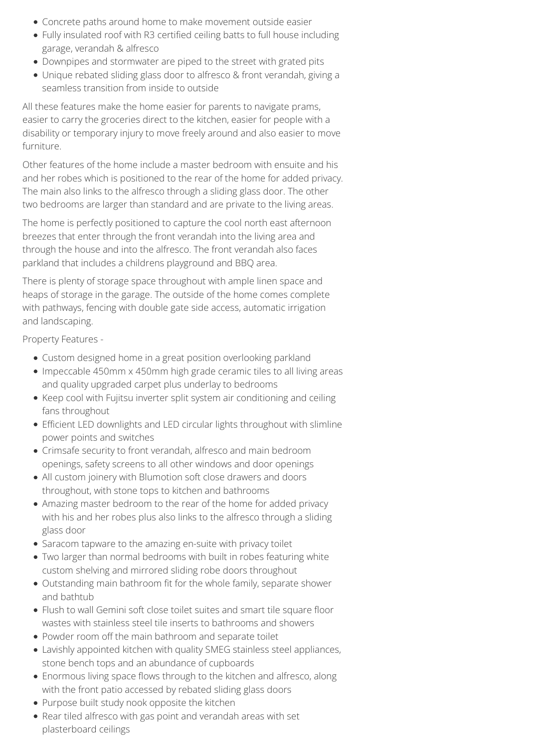- Concrete paths around home to make movement outside easier
- Fully insulated roof with R3 certified ceiling batts to full house including garage, verandah & alfresco
- Downpipes and stormwater are piped to the street with grated pits
- Unique rebated sliding glass door to alfresco & front verandah, giving a seamless transition from inside to outside

All these features make the home easier for parents to navigate prams, easier to carry the groceries direct to the kitchen, easier for people with a disability or temporary injury to move freely around and also easier to move furniture.

Other features of the home include a master bedroom with ensuite and his and her robes which is positioned to the rear of the home for added privacy. The main also links to the alfresco through a sliding glass door. The other two bedrooms are larger than standard and are private to the living areas.

The home is perfectly positioned to capture the cool north east afternoon breezes that enter through the front verandah into the living area and through the house and into the alfresco. The front verandah also faces parkland that includes a childrens playground and BBQ area.

There is plenty of storage space throughout with ample linen space and heaps of storage in the garage. The outside of the home comes complete with pathways, fencing with double gate side access, automatic irrigation and landscaping.

Property Features -

- Custom designed home in a great position overlooking parkland
- Impeccable 450mm x 450mm high grade ceramic tiles to all living areas and quality upgraded carpet plus underlay to bedrooms
- Keep cool with Fujitsu inverter split system air conditioning and ceiling fans throughout
- Efficient LED downlights and LED circular lights throughout with slimline power points and switches
- Crimsafe security to front verandah, alfresco and main bedroom openings, safety screens to all other windows and door openings
- All custom joinery with Blumotion soft close drawers and doors throughout, with stone tops to kitchen and bathrooms
- Amazing master bedroom to the rear of the home for added privacy with his and her robes plus also links to the alfresco through a sliding glass door
- Saracom tapware to the amazing en-suite with privacy toilet
- Two larger than normal bedrooms with built in robes featuring white custom shelving and mirrored sliding robe doors throughout
- Outstanding main bathroom fit for the whole family, separate shower and bathtub
- Flush to wall Gemini soft close toilet suites and smart tile square floor wastes with stainless steel tile inserts to bathrooms and showers
- Powder room off the main bathroom and separate toilet
- Lavishly appointed kitchen with quality SMEG stainless steel appliances, stone bench tops and an abundance of cupboards
- Enormous living space flows through to the kitchen and alfresco, along with the front patio accessed by rebated sliding glass doors
- Purpose built study nook opposite the kitchen
- Rear tiled alfresco with gas point and verandah areas with set plasterboard ceilings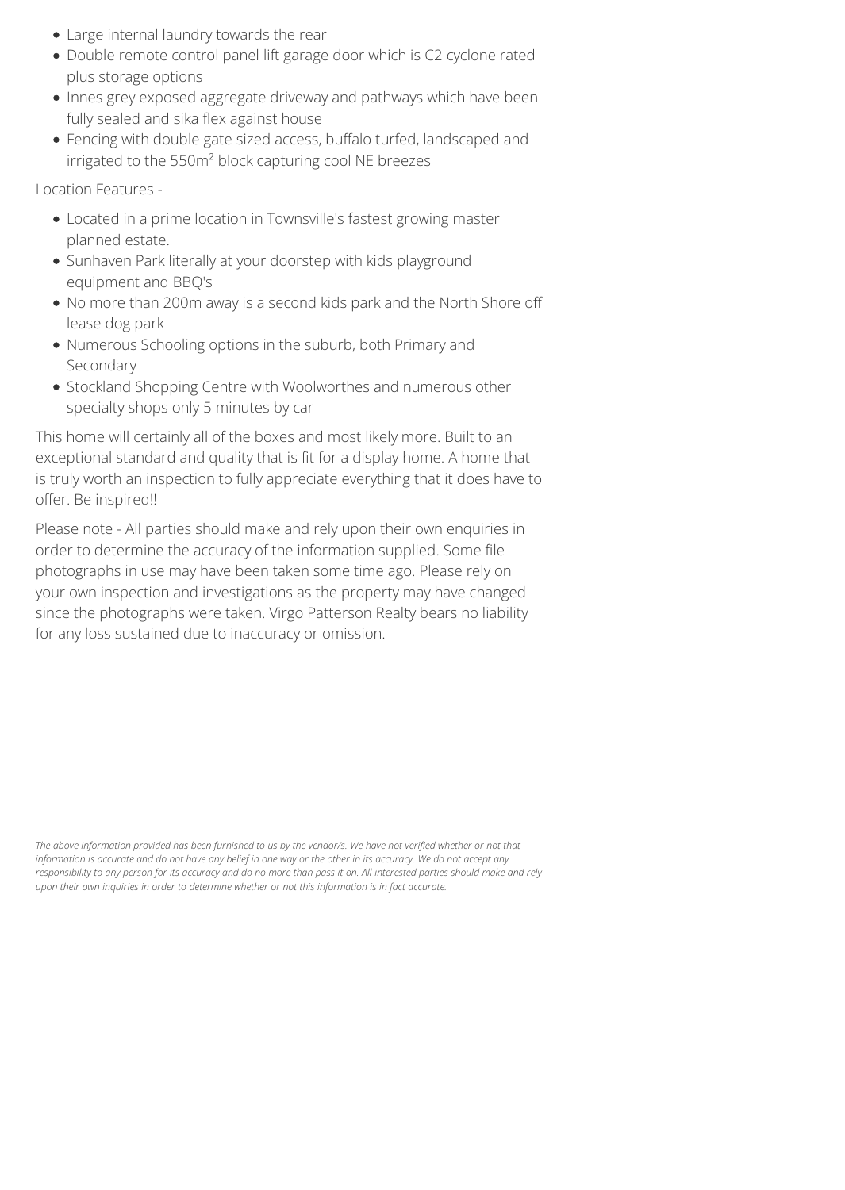- Large internal laundry towards the rear
- Double remote control panel lift garage door which is C2 cyclone rated plus storage options
- Innes grey exposed aggregate driveway and pathways which have been fully sealed and sika flex against house
- Fencing with double gate sized access, buffalo turfed, landscaped and irrigated to the 550m² block capturing cool NE breezes

Location Features -

- Located in a prime location in Townsville's fastest growing master planned estate.
- Sunhaven Park literally at your doorstep with kids playground equipment and BBQ's
- No more than 200m away is a second kids park and the North Shore off lease dog park
- Numerous Schooling options in the suburb, both Primary and Secondary
- Stockland Shopping Centre with Woolworthes and numerous other specialty shops only 5 minutes by car

This home will certainly all of the boxes and most likely more. Built to an exceptional standard and quality that is fit for a display home. A home that is truly worth an inspection to fully appreciate everything that it does have to offer. Be inspired!!

Please note - All parties should make and rely upon their own enquiries in order to determine the accuracy of the information supplied. Some file photographs in use may have been taken some time ago. Please rely on your own inspection and investigations as the property may have changed since the photographs were taken. Virgo Patterson Realty bears no liability for any loss sustained due to inaccuracy or omission.

*The above information provided has been furnished to us by the vendor/s. We have not verified whether or not that information is accurate and do not have any belief in one way or the other in its accuracy. We do not accept any responsibility to any person for its accuracy and do no more than pass it on. All interested parties should make and rely upon their own inquiries in order to determine whether or not this information is in fact accurate.*